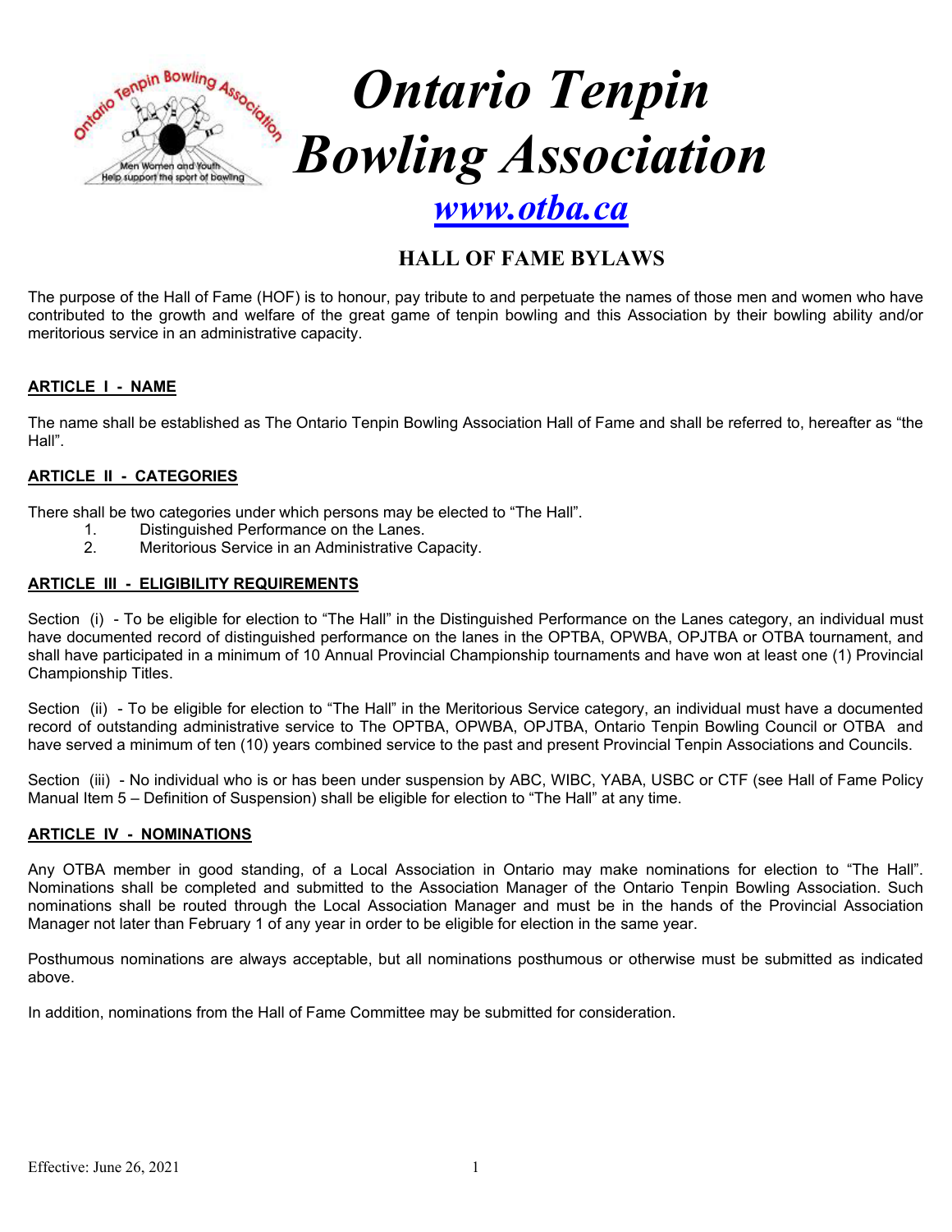# Ontario Tenpin Bowling Association

[www.otba.ca](http://www.otba.ca)

## HALL OF FAME BYLAWS

The purpose of the Hall of Fame (HOF) is to honour, pay tribute to and perpetuate the names of those men and women who have contributed to the growth and welfare of the great game of tenpin bowling and this Association by their bowling ability and/or meritorious service in an administrative capacity.

### ARTICLE I - NAME

The name shall be established as The Ontario Tenpin Bowling Association Hall of Fame and shall be referred to, hereafter as "the Hall".

### ARTICLE II - CATEGORIES

There shall be two categories under which persons may be elected to "The Hall".

1. Distinguished Performance on the Lanes.
2. Meritorious Service in an Administrative Capacity.

### ARTICLE III - ELIGIBILITY REQUIREMENTS

Section (i) - To be eligible for election to "The Hall" in the Distinguished Performance on the Lanes category, an individual must have documented record of distinguished performance on the lanes in the OPTBA, OPWBA, OPJTBA or OTBA tournament, and shall have participated in a minimum of 10 Annual Provincial Championship tournaments and have won at least one (1) Provincial Championship Titles.

Section (ii) - To be eligible for election to "The Hall" in the Meritorious Service category, an individual must have a documented record of outstanding administrative service to The OPTBA, OPWBA, OPJTBA, Ontario Tenpin Bowling Council or OTBA and have served a minimum of ten (10) years combined service to the past and present Provincial Tenpin Associations and Councils.

Section (iii) - No individual who is or has been under suspension by ABC, WIBC, YABA, USBC or CTF (see Hall of Fame Policy Manual Item 5 – Definition of Suspension) shall be eligible for election to "The Hall" at any time.

### ARTICLE IV - NOMINATIONS

Any OTBA member in good standing, of a Local Association in Ontario may make nominations for election to "The Hall". Nominations shall be completed and submitted to the Association Manager of the Ontario Tenpin Bowling Association. Such nominations shall be routed through the Local Association Manager and must be in the hands of the Provincial Association Manager not later than February 1 of any year in order to be eligible for election in the same year.

Posthumous nominations are always acceptable, but all nominations posthumous or otherwise must be submitted as indicated above.

In addition, nominations from the Hall of Fame Committee may be submitted for consideration.

Effective: June 26, 2021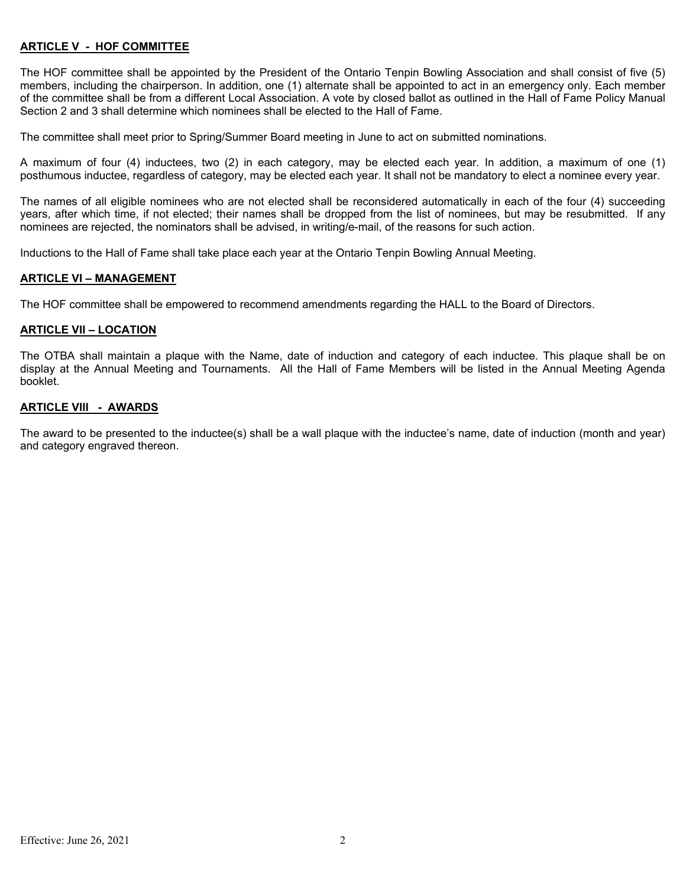## ARTICLE V - HOF COMMITTEE

The HOF committee shall be appointed by the President of the Ontario Tenpin Bowling Association and shall consist of five (5) members, including the chairperson. In addition, one (1) alternate shall be appointed to act in an emergency only. Each member of the committee shall be from a different Local Association. A vote by closed ballot as outlined in the Hall of Fame Policy Manual Section 2 and 3 shall determine which nominees shall be elected to the Hall of Fame.

The committee shall meet prior to Spring/Summer Board meeting in June to act on submitted nominations.

A maximum of four (4) inductees, two (2) in each category, may be elected each year. In addition, a maximum of one (1) posthumous inductee, regardless of category, may be elected each year. It shall not be mandatory to elect a nominee every year.

The names of all eligible nominees who are not elected shall be reconsidered automatically in each of the four (4) succeeding years, after which time, if not elected; their names shall be dropped from the list of nominees, but may be resubmitted. If any nominees are rejected, the nominators shall be advised, in writing/e-mail, of the reasons for such action.

Inductions to the Hall of Fame shall take place each year at the Ontario Tenpin Bowling Annual Meeting.

## ARTICLE VI – MANAGEMENT

The HOF committee shall be empowered to recommend amendments regarding the HALL to the Board of Directors.

## ARTICLE VII – LOCATION

The OTBA shall maintain a plaque with the Name, date of induction and category of each inductee. This plaque shall be on display at the Annual Meeting and Tournaments. All the Hall of Fame Members will be listed in the Annual Meeting Agenda booklet.

## ARTICLE VIII - AWARDS

The award to be presented to the inductee(s) shall be a wall plaque with the inductee's name, date of induction (month and year) and category engraved thereon.

Effective: June 26, 2021